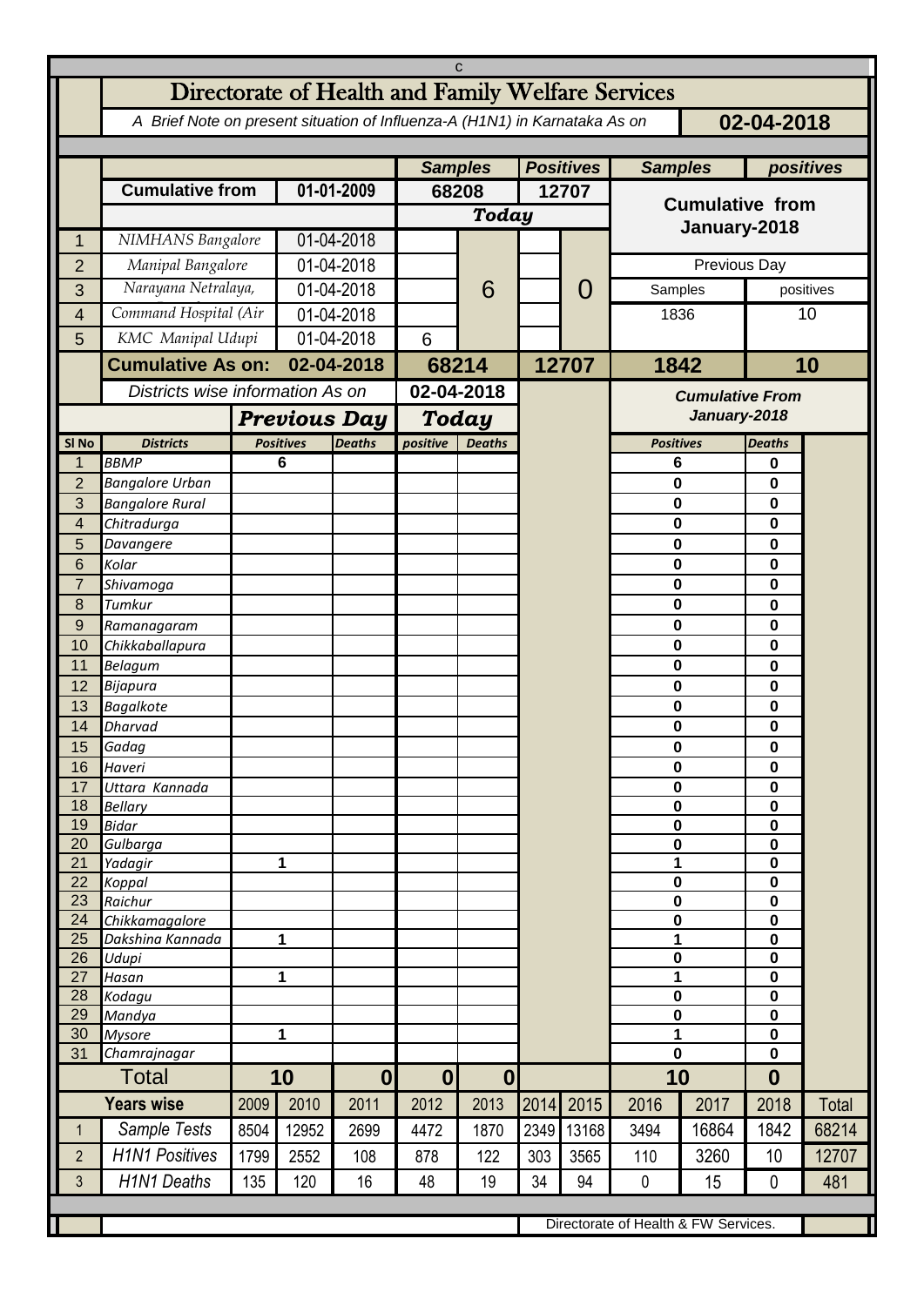c

# Directorate of Health and Family Welfare Services

*A Brief Note on present situation of Influenza-A (H1N1) in Karnataka As on* **02-04-2018**

| | | | Samples | | Positives | | Samples | positives |
|---|---|---|---|---|---|---|---|---|
| | Cumulative from | 01-01-2009 | 68208 | | 12707 | | Cumulative from January-2018 | |
| | | | Today | | | | | |
| 1 | NIMHANS Bangalore | 01-04-2018 | | 6 | | 0 | | |
| 2 | Manipal Bangalore | 01-04-2018 | | | | | Previous Day | |
| 3 | Narayana Netralaya, | 01-04-2018 | | | | | Samples | positives |
| 4 | Command Hospital (Air | 01-04-2018 | | | | | 1836 | 10 |
| 5 | KMC Manipal Udupi | 01-04-2018 | 6 | | | | | |
| | **Cumulative As on:** | **02-04-2018** | **68214** | | **12707** | | **1842** | **10** |

| | Districts wise information As on | | | 02-04-2018 | | Cumulative From January-2018 | |
|---|---|---|---|---|---|---|---|
| | | Previous Day | | Today | | | |
| Sl No | Districts | Positives | Deaths | positive | Deaths | Positives | Deaths |
| 1 | BBMP | 6 | | | | 6 | 0 |
| 2 | Bangalore Urban | | | | | 0 | 0 |
| 3 | Bangalore Rural | | | | | 0 | 0 |
| 4 | Chitradurga | | | | | 0 | 0 |
| 5 | Davangere | | | | | 0 | 0 |
| 6 | Kolar | | | | | 0 | 0 |
| 7 | Shivamoga | | | | | 0 | 0 |
| 8 | Tumkur | | | | | 0 | 0 |
| 9 | Ramanagaram | | | | | 0 | 0 |
| 10 | Chikkaballapura | | | | | 0 | 0 |
| 11 | Belagum | | | | | 0 | 0 |
| 12 | Bijapura | | | | | 0 | 0 |
| 13 | Bagalkote | | | | | 0 | 0 |
| 14 | Dharvad | | | | | 0 | 0 |
| 15 | Gadag | | | | | 0 | 0 |
| 16 | Haveri | | | | | 0 | 0 |
| 17 | Uttara Kannada | | | | | 0 | 0 |
| 18 | Bellary | | | | | 0 | 0 |
| 19 | Bidar | | | | | 0 | 0 |
| 20 | Gulbarga | | | | | 0 | 0 |
| 21 | Yadagir | 1 | | | | 1 | 0 |
| 22 | Koppal | | | | | 0 | 0 |
| 23 | Raichur | | | | | 0 | 0 |
| 24 | Chikkamagalore | | | | | 0 | 0 |
| 25 | Dakshina Kannada | 1 | | | | 1 | 0 |
| 26 | Udupi | | | | | 0 | 0 |
| 27 | Hasan | 1 | | | | 1 | 0 |
| 28 | Kodagu | | | | | 0 | 0 |
| 29 | Mandya | | | | | 0 | 0 |
| 30 | Mysore | 1 | | | | 1 | 0 |
| 31 | Chamrajnagar | | | | | 0 | 0 |
| | **Total** | **10** | **0** | **0** | **0** | **10** | **0** |

| | Years wise | 2009 | 2010 | 2011 | 2012 | 2013 | 2014 | 2015 | 2016 | 2017 | 2018 | Total |
|---|---|---|---|---|---|---|---|---|---|---|---|---|
| 1 | Sample Tests | 8504 | 12952 | 2699 | 4472 | 1870 | 2349 | 13168 | 3494 | 16864 | 1842 | 68214 |
| 2 | H1N1 Positives | 1799 | 2552 | 108 | 878 | 122 | 303 | 3565 | 110 | 3260 | 10 | 12707 |
| 3 | H1N1 Deaths | 135 | 120 | 16 | 48 | 19 | 34 | 94 | 0 | 15 | 0 | 481 |

Directorate of Health & FW Services.